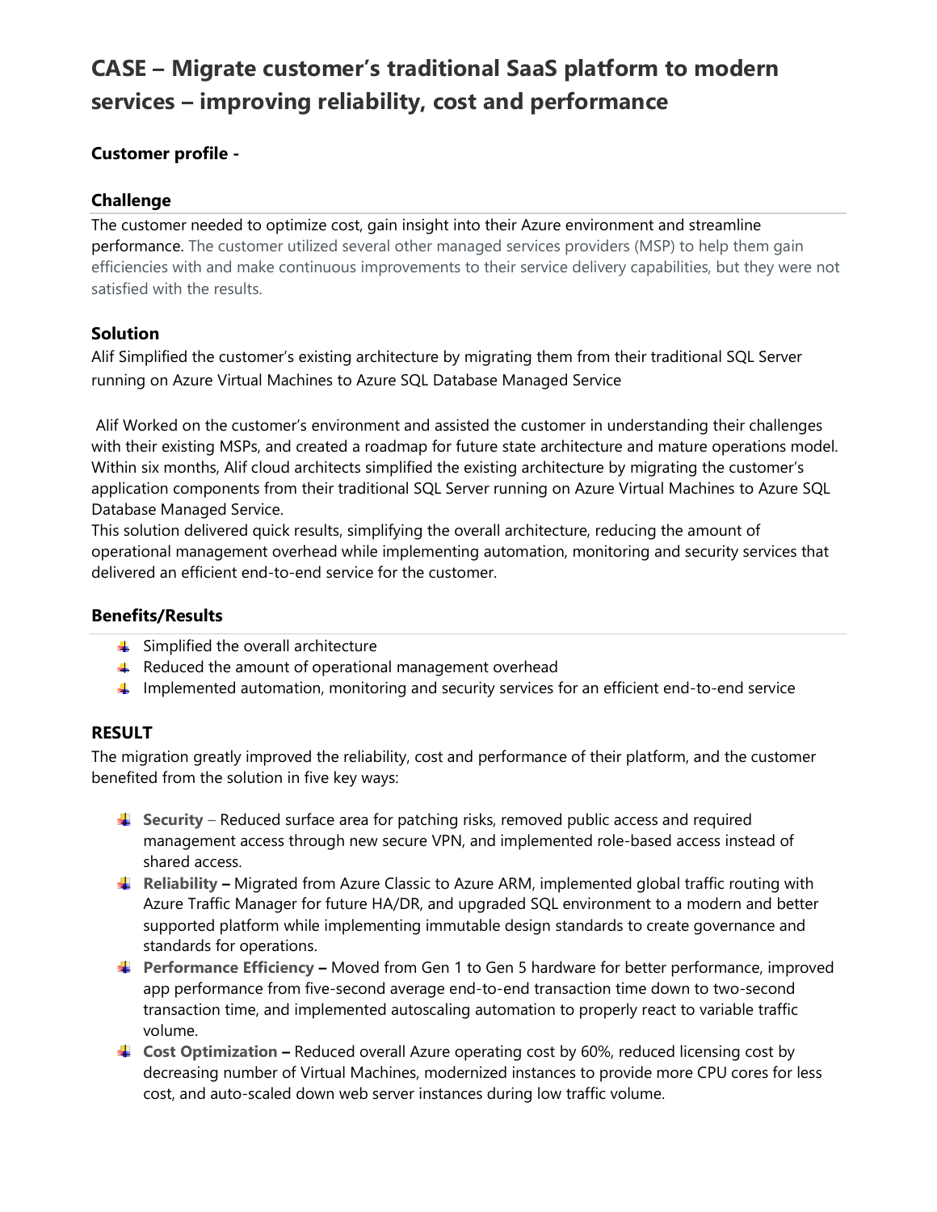# CASE – Migrate customer's traditional SaaS platform to modern services – improving reliability, cost and performance

### Customer profile -

### Challenge

The customer needed to optimize cost, gain insight into their Azure environment and streamline performance. The customer utilized several other managed services providers (MSP) to help them gain efficiencies with and make continuous improvements to their service delivery capabilities, but they were not satisfied with the results.

### Solution

Alif Simplified the customer's existing architecture by migrating them from their traditional SQL Server running on Azure Virtual Machines to Azure SQL Database Managed Service

Alif Worked on the customer's environment and assisted the customer in understanding their challenges with their existing MSPs, and created a roadmap for future state architecture and mature operations model. Within six months, Alif cloud architects simplified the existing architecture by migrating the customer's application components from their traditional SQL Server running on Azure Virtual Machines to Azure SQL Database Managed Service.
This solution delivered quick results, simplifying the overall architecture, reducing the amount of operational management overhead while implementing automation, monitoring and security services that delivered an efficient end-to-end service for the customer.

### Benefits/Results

- Simplified the overall architecture
- Reduced the amount of operational management overhead
- Implemented automation, monitoring and security services for an efficient end-to-end service

### RESULT

The migration greatly improved the reliability, cost and performance of their platform, and the customer benefited from the solution in five key ways:

- **Security** – Reduced surface area for patching risks, removed public access and required management access through new secure VPN, and implemented role-based access instead of shared access.
- **Reliability –** Migrated from Azure Classic to Azure ARM, implemented global traffic routing with Azure Traffic Manager for future HA/DR, and upgraded SQL environment to a modern and better supported platform while implementing immutable design standards to create governance and standards for operations.
- **Performance Efficiency –** Moved from Gen 1 to Gen 5 hardware for better performance, improved app performance from five-second average end-to-end transaction time down to two-second transaction time, and implemented autoscaling automation to properly react to variable traffic volume.
- **Cost Optimization –** Reduced overall Azure operating cost by 60%, reduced licensing cost by decreasing number of Virtual Machines, modernized instances to provide more CPU cores for less cost, and auto-scaled down web server instances during low traffic volume.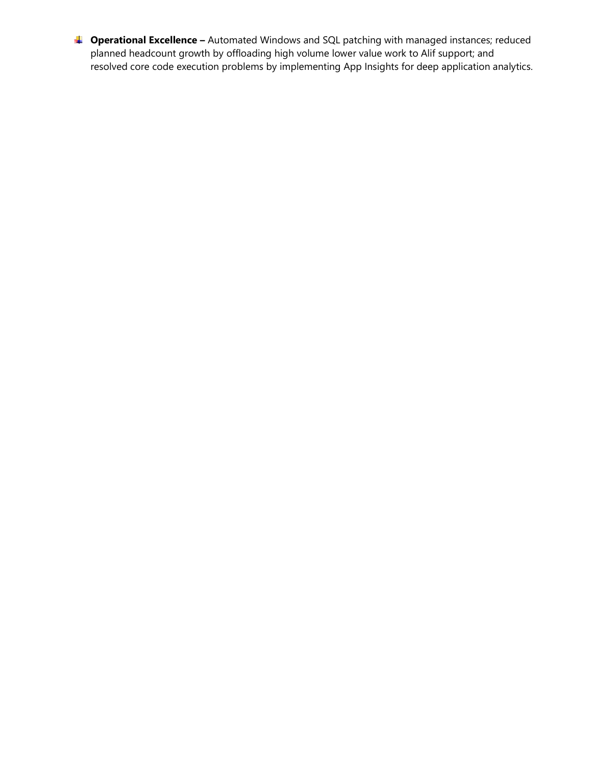- **Operational Excellence –** Automated Windows and SQL patching with managed instances; reduced planned headcount growth by offloading high volume lower value work to Alif support; and resolved core code execution problems by implementing App Insights for deep application analytics.